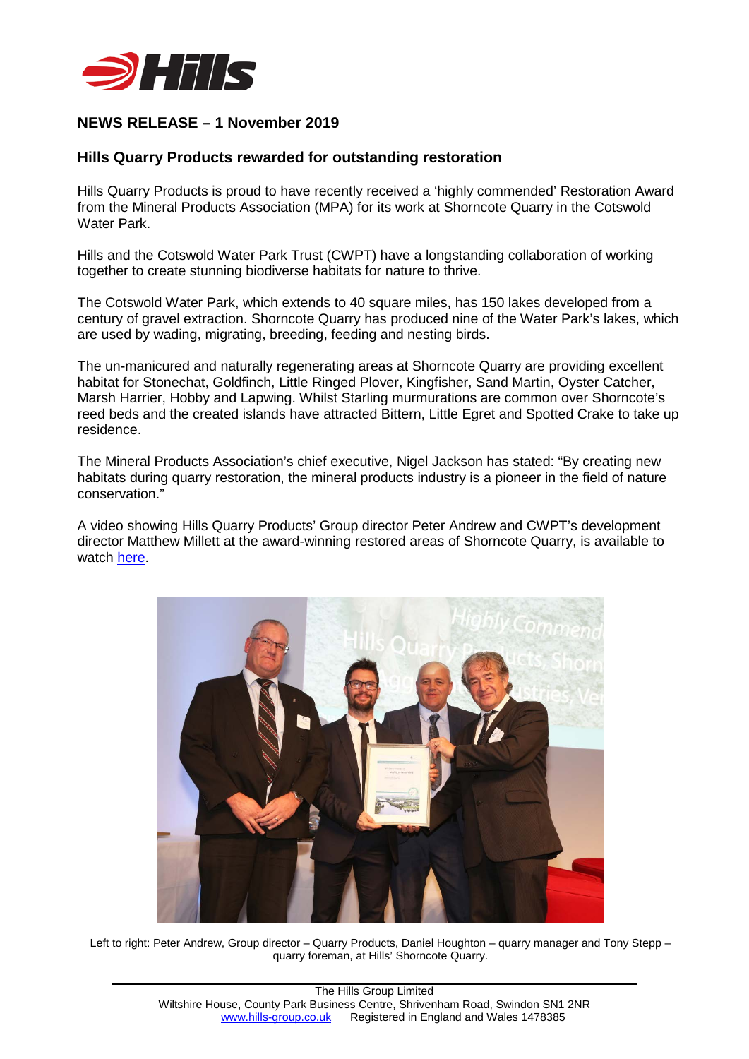## NEWS RELEASE – 1 November 2019

### Hills Quarry Products rewarded for outstanding restoration

Hills Quarry Products is proud to have recently received a 'highly commended' Restoration Award from the Mineral Products Association (MPA) for its work at Shorncote Quarry in the Cotswold Water Park.

Hills and the Cotswold Water Park Trust (CWPT) have a longstanding collaboration of working together to create stunning biodiverse habitats for nature to thrive.

The Cotswold Water Park, which extends to 40 square miles, has 150 lakes developed from a century of gravel extraction. Shorncote Quarry has produced nine of the Water Park's lakes, which are used by wading, migrating, breeding, feeding and nesting birds.

The un-manicured and naturally regenerating areas at Shorncote Quarry are providing excellent habitat for Stonechat, Goldfinch, Little Ringed Plover, Kingfisher, Sand Martin, Oyster Catcher, Marsh Harrier, Hobby and Lapwing. Whilst Starling murmurations are common over Shorncote's reed beds and the created islands have attracted Bittern, Little Egret and Spotted Crake to take up residence.

The Mineral Products Association's chief executive, Nigel Jackson has stated: "By creating new habitats during quarry restoration, the mineral products industry is a pioneer in the field of nature conservation."

A video showing Hills Quarry Products' Group director Peter Andrew and CWPT's development director Matthew Millett at the award-winning restored areas of Shorncote Quarry, is available to watch here.

Left to right: Peter Andrew, Group director – Quarry Products, Daniel Houghton – quarry manager and Tony Stepp – quarry foreman, at Hills' Shorncote Quarry.

The Hills Group Limited
Wiltshire House, County Park Business Centre, Shrivenham Road, Swindon SN1 2NR
www.hills-group.co.uk Registered in England and Wales 1478385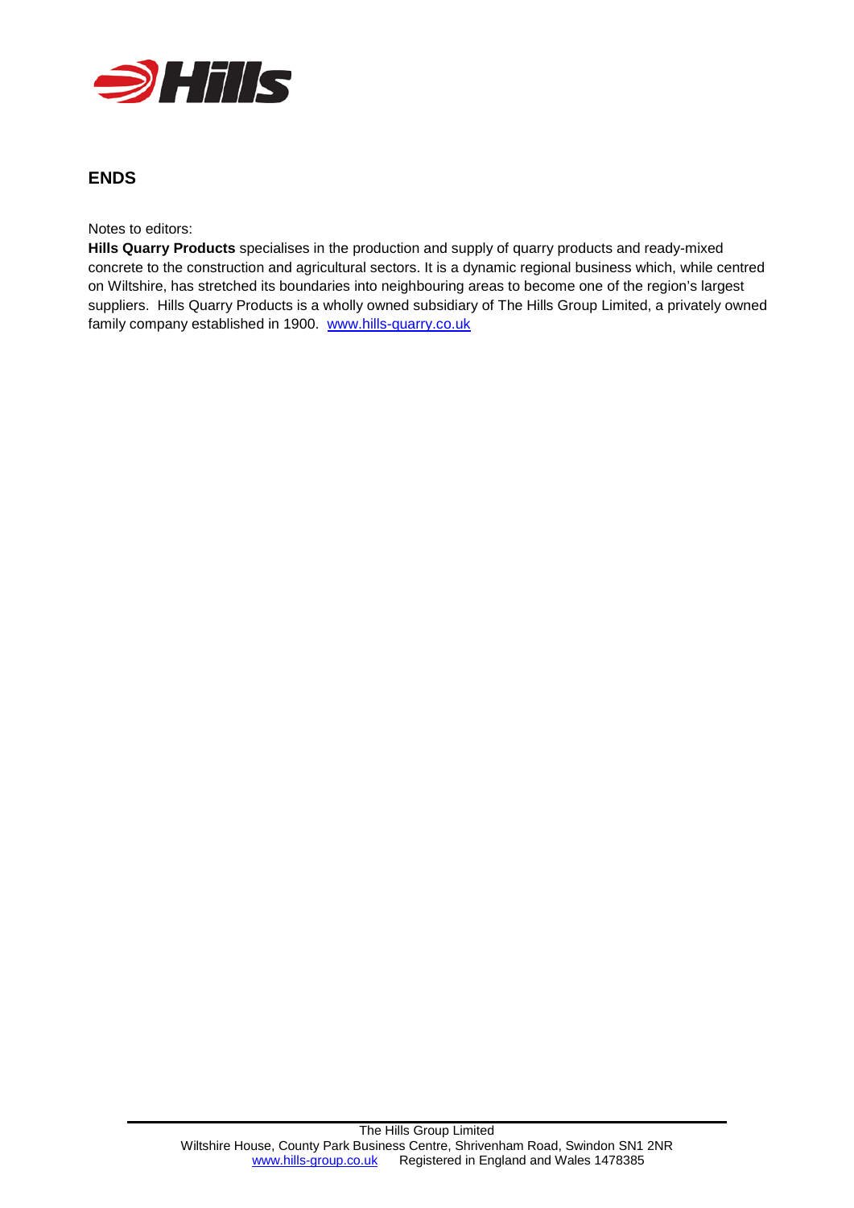## ENDS

Notes to editors:

**Hills Quarry Products** specialises in the production and supply of quarry products and ready-mixed concrete to the construction and agricultural sectors. It is a dynamic regional business which, while centred on Wiltshire, has stretched its boundaries into neighbouring areas to become one of the region's largest suppliers. Hills Quarry Products is a wholly owned subsidiary of The Hills Group Limited, a privately owned family company established in 1900. www.hills-quarry.co.uk